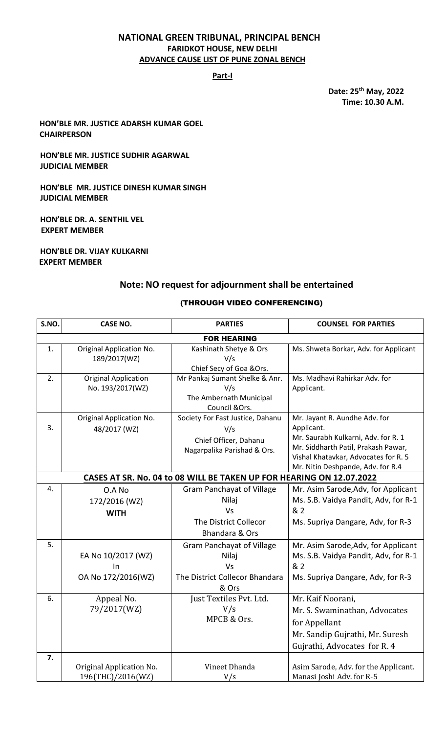# NATIONAL GREEN TRIBUNAL, PRINCIPAL BENCH
## FARIDKOT HOUSE, NEW DELHI
## ADVANCE CAUSE LIST OF PUNE ZONAL BENCH

**Part-I**

**Date: 25th May, 2022**
**Time: 10.30 A.M.**

**HON'BLE MR. JUSTICE ADARSH KUMAR GOEL**
**CHAIRPERSON**

**HON'BLE MR. JUSTICE SUDHIR AGARWAL**
**JUDICIAL MEMBER**

**HON'BLE MR. JUSTICE DINESH KUMAR SINGH**
**JUDICIAL MEMBER**

**HON'BLE DR. A. SENTHIL VEL**
**EXPERT MEMBER**

**HON'BLE DR. VIJAY KULKARNI**
**EXPERT MEMBER**

## Note: NO request for adjournment shall be entertained

**(THROUGH VIDEO CONFERENCING)**

| S.NO. | CASE NO. | PARTIES | COUNSEL FOR PARTIES |
|---|---|---|---|
| | | **FOR HEARING** | |
| 1. | Original Application No. 189/2017(WZ) | Kashinath Shetye & Ors V/s Chief Secy of Goa &Ors. | Ms. Shweta Borkar, Adv. for Applicant |
| 2. | Original Application No. 193/2017(WZ) | Mr Pankaj Sumant Shelke & Anr. V/s The Ambernath Municipal Council &Ors. | Ms. Madhavi Rahirkar Adv. for Applicant. |
| 3. | Original Application No. 48/2017 (WZ) | Society For Fast Justice, Dahanu V/s Chief Officer, Dahanu Nagarpalika Parishad & Ors. | Mr. Jayant R. Aundhe Adv. for Applicant. Mr. Saurabh Kulkarni, Adv. for R. 1 Mr. Siddharth Patil, Prakash Pawar, Vishal Khatavkar, Advocates for R. 5 Mr. Nitin Deshpande, Adv. for R.4 |
| | | **CASES AT SR. No. 04 to 08 WILL BE TAKEN UP FOR HEARING ON 12.07.2022** | |
| 4. | O.A No 172/2016 (WZ) **WITH** | Gram Panchayat of Village Nilaj Vs The District Collecor Bhandara & Ors | Mr. Asim Sarode,Adv, for Applicant Ms. S.B. Vaidya Pandit, Adv, for R-1 & 2 Ms. Supriya Dangare, Adv, for R-3 |
| 5. | EA No 10/2017 (WZ) In OA No 172/2016(WZ) | Gram Panchayat of Village Nilaj Vs The District Collecor Bhandara & Ors | Mr. Asim Sarode,Adv, for Applicant Ms. S.B. Vaidya Pandit, Adv, for R-1 & 2 Ms. Supriya Dangare, Adv, for R-3 |
| 6. | Appeal No. 79/2017(WZ) | Just Textiles Pvt. Ltd. V/s MPCB & Ors. | Mr. Kaif Noorani, Mr. S. Swaminathan, Advocates for Appellant Mr. Sandip Gujrathi, Mr. Suresh Gujrathi, Advocates for R. 4 |
| **7.** | Original Application No. 196(THC)/2016(WZ) | Vineet Dhanda V/s | Asim Sarode, Adv. for the Applicant. Manasi Joshi Adv. for R-5 |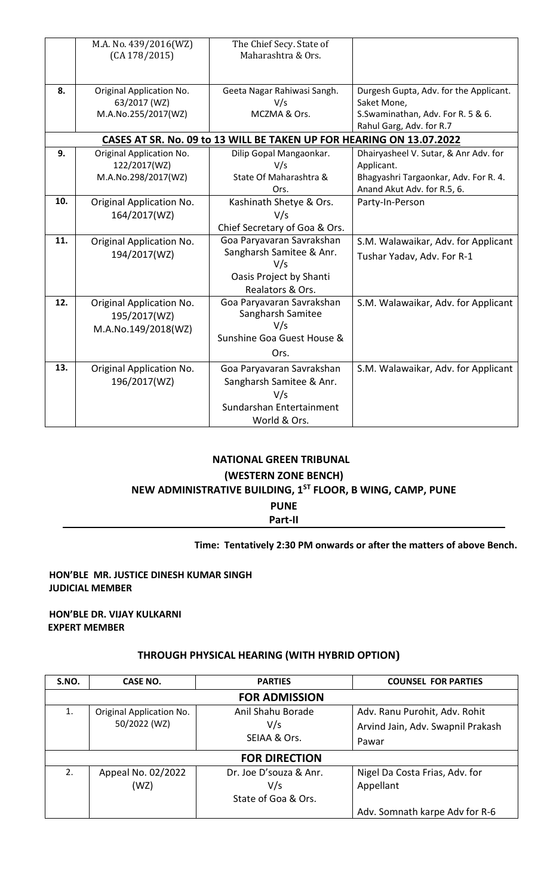|  | M.A. No. 439/2016(WZ) (CA 178/2015) | The Chief Secy. State of Maharashtra & Ors. |  |
|---|---|---|---|
| **8.** | Original Application No. 63/2017 (WZ) M.A.No.255/2017(WZ) | Geeta Nagar Rahiwasi Sangh. V/s MCZMA & Ors. | Durgesh Gupta, Adv. for the Applicant. Saket Mone, S.Swaminathan, Adv. For R. 5 & 6. Rahul Garg, Adv. for R.7 |
| **CASES AT SR. No. 09 to 13 WILL BE TAKEN UP FOR HEARING ON 13.07.2022** | | | |
| **9.** | Original Application No. 122/2017(WZ) M.A.No.298/2017(WZ) | Dilip Gopal Mangaonkar. V/s State Of Maharashtra & Ors. | Dhairyasheel V. Sutar, & Anr Adv. for Applicant. Bhagyashri Targaonkar, Adv. For R. 4. Anand Akut Adv. for R.5, 6. |
| **10.** | Original Application No. 164/2017(WZ) | Kashinath Shetye & Ors. V/s Chief Secretary of Goa & Ors. | Party-In-Person |
| **11.** | Original Application No. 194/2017(WZ) | Goa Paryavaran Savrakshan Sangharsh Samitee & Anr. V/s Oasis Project by Shanti Realators & Ors. | S.M. Walawaikar, Adv. for Applicant Tushar Yadav, Adv. For R-1 |
| **12.** | Original Application No. 195/2017(WZ) M.A.No.149/2018(WZ) | Goa Paryavaran Savrakshan Sangharsh Samitee V/s Sunshine Goa Guest House & Ors. | S.M. Walawaikar, Adv. for Applicant |
| **13.** | Original Application No. 196/2017(WZ) | Goa Paryavaran Savrakshan Sangharsh Samitee & Anr. V/s Sundarshan Entertainment World & Ors. | S.M. Walawaikar, Adv. for Applicant |

**NATIONAL GREEN TRIBUNAL**

**(WESTERN ZONE BENCH)**

**NEW ADMINISTRATIVE BUILDING, 1ST FLOOR, B WING, CAMP, PUNE**

**PUNE**

**Part-II**

**Time: Tentatively 2:30 PM onwards or after the matters of above Bench.**

**HON'BLE MR. JUSTICE DINESH KUMAR SINGH**
**JUDICIAL MEMBER**

**HON'BLE DR. VIJAY KULKARNI**
**EXPERT MEMBER**

**THROUGH PHYSICAL HEARING (WITH HYBRID OPTION)**

| S.NO. | CASE NO. | PARTIES | COUNSEL FOR PARTIES |
|---|---|---|---|
| **FOR ADMISSION** | | | |
| 1. | Original Application No. 50/2022 (WZ) | Anil Shahu Borade V/s SEIAA & Ors. | Adv. Ranu Purohit, Adv. Rohit Arvind Jain, Adv. Swapnil Prakash Pawar |
| **FOR DIRECTION** | | | |
| 2. | Appeal No. 02/2022 (WZ) | Dr. Joe D'souza & Anr. V/s State of Goa & Ors. | Nigel Da Costa Frias, Adv. for Appellant Adv. Somnath karpe Adv for R-6 |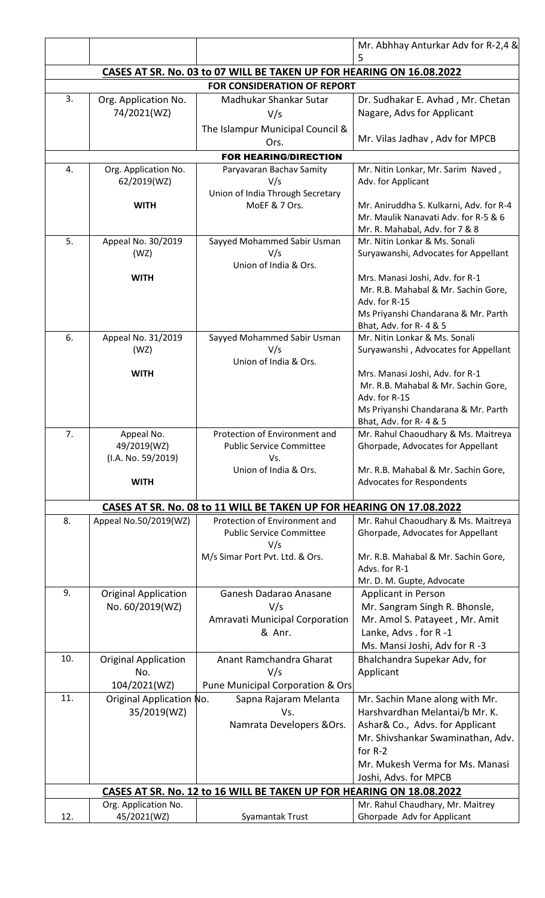| | | | |
|---|---|---|---|
| | | | Mr. Abhhay Anturkar Adv for R-2,4 & 5 |
| **CASES AT SR. No. 03 to 07 WILL BE TAKEN UP FOR HEARING ON 16.08.2022** | | | |
| **FOR CONSIDERATION OF REPORT** | | | |
| 3. | Org. Application No. 74/2021(WZ) | Madhukar Shankar Sutar<br>V/s<br>The Islampur Municipal Council & Ors. | Dr. Sudhakar E. Avhad , Mr. Chetan Nagare, Advs for Applicant<br><br>Mr. Vilas Jadhav , Adv for MPCB |
| **FOR HEARING/DIRECTION** | | | |
| 4. | Org. Application No. 62/2019(WZ)<br><br>**WITH** | Paryavaran Bachav Samity<br>V/s<br>Union of India Through Secretary MoEF & 7 Ors. | Mr. Nitin Lonkar, Mr. Sarim Naved , Adv. for Applicant<br><br>Mr. Aniruddha S. Kulkarni, Adv. for R-4<br>Mr. Maulik Nanavati Adv. for R-5 & 6<br>Mr. R. Mahabal, Adv. for 7 & 8 |
| 5. | Appeal No. 30/2019 (WZ)<br><br>**WITH** | Sayyed Mohammed Sabir Usman<br>V/s<br>Union of India & Ors. | Mr. Nitin Lonkar & Ms. Sonali Suryawanshi, Advocates for Appellant<br><br>Mrs. Manasi Joshi, Adv. for R-1<br>Mr. R.B. Mahabal & Mr. Sachin Gore, Adv. for R-15<br>Ms Priyanshi Chandarana & Mr. Parth Bhat, Adv. for R- 4 & 5 |
| 6. | Appeal No. 31/2019 (WZ)<br><br>**WITH** | Sayyed Mohammed Sabir Usman<br>V/s<br>Union of India & Ors. | Mr. Nitin Lonkar & Ms. Sonali Suryawanshi , Advocates for Appellant<br><br>Mrs. Manasi Joshi, Adv. for R-1<br>Mr. R.B. Mahabal & Mr. Sachin Gore, Adv. for R-15<br>Ms Priyanshi Chandarana & Mr. Parth Bhat, Adv. for R- 4 & 5 |
| 7. | Appeal No. 49/2019(WZ)<br>(I.A. No. 59/2019)<br><br>**WITH** | Protection of Environment and Public Service Committee<br>Vs.<br>Union of India & Ors. | Mr. Rahul Chaoudhary & Ms. Maitreya Ghorpade, Advocates for Appellant<br><br>Mr. R.B. Mahabal & Mr. Sachin Gore, Advocates for Respondents |
| **CASES AT SR. No. 08 to 11 WILL BE TAKEN UP FOR HEARING ON 17.08.2022** | | | |
| 8. | Appeal No.50/2019(WZ) | Protection of Environment and Public Service Committee<br>V/s<br>M/s Simar Port Pvt. Ltd. & Ors. | Mr. Rahul Chaoudhary & Ms. Maitreya Ghorpade, Advocates for Appellant<br><br>Mr. R.B. Mahabal & Mr. Sachin Gore, Advs. for R-1<br>Mr. D. M. Gupte, Advocate |
| 9. | Original Application No. 60/2019(WZ) | Ganesh Dadarao Anasane<br>V/s<br>Amravati Municipal Corporation & Anr. | Applicant in Person<br>Mr. Sangram Singh R. Bhonsle, Mr. Amol S. Patayeet , Mr. Amit Lanke, Advs . for R -1<br>Ms. Mansi Joshi, Adv for R -3 |
| 10. | Original Application No. 104/2021(WZ) | Anant Ramchandra Gharat<br>V/s<br>Pune Municipal Corporation & Ors | Bhalchandra Supekar Adv, for Applicant |
| 11. | Original Application No. 35/2019(WZ) | Sapna Rajaram Melanta<br>Vs.<br>Namrata Developers &Ors. | Mr. Sachin Mane along with Mr. Harshvardhan Melantai/b Mr. K. Ashar& Co., Advs. for Applicant<br>Mr. Shivshankar Swaminathan, Adv. for R-2<br>Mr. Mukesh Verma for Ms. Manasi Joshi, Advs. for MPCB |
| **CASES AT SR. No. 12 to 16 WILL BE TAKEN UP FOR HEARING ON 18.08.2022** | | | |
| 12. | Org. Application No. 45/2021(WZ) | Syamantak Trust | Mr. Rahul Chaudhary, Mr. Maitrey Ghorpade Adv for Applicant |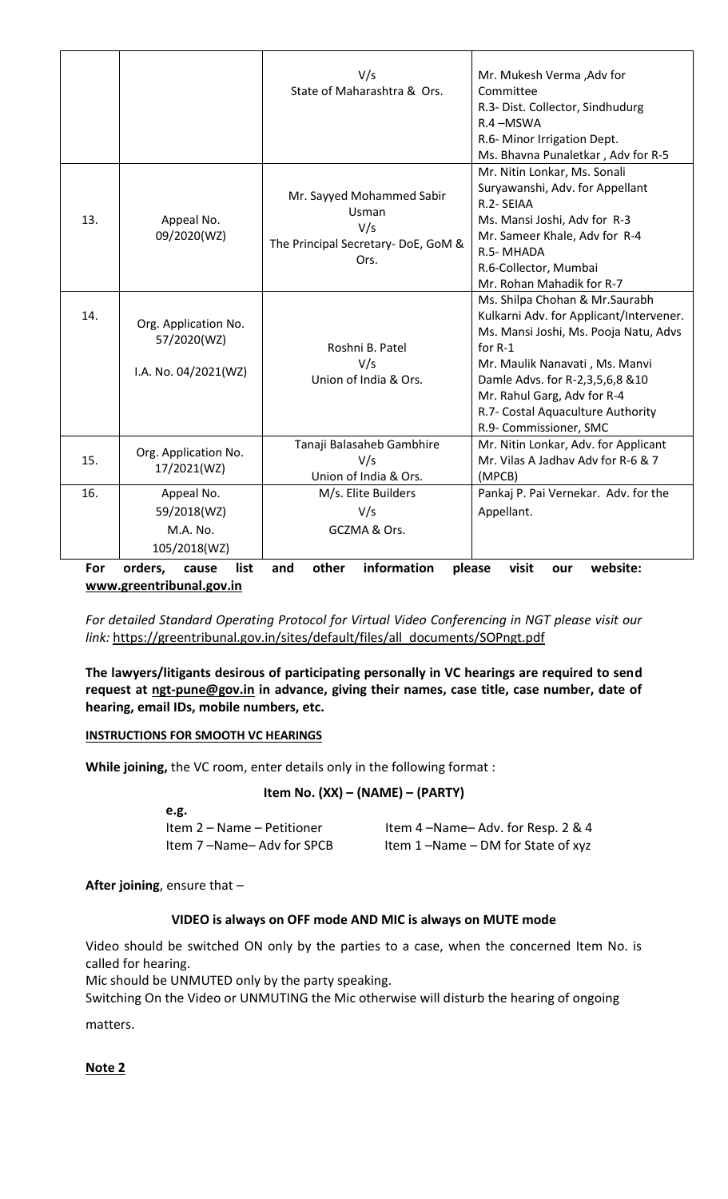| | | | |
|---|---|---|---|
| | | V/s<br>State of Maharashtra & Ors. | Mr. Mukesh Verma ,Adv for Committee<br>R.3- Dist. Collector, Sindhudurg<br>R.4 –MSWA<br>R.6- Minor Irrigation Dept.<br>Ms. Bhavna Punaletkar , Adv for R-5 |
| 13. | Appeal No. 09/2020(WZ) | Mr. Sayyed Mohammed Sabir Usman<br>V/s<br>The Principal Secretary- DoE, GoM & Ors. | Mr. Nitin Lonkar, Ms. Sonali Suryawanshi, Adv. for Appellant<br>R.2- SEIAA<br>Ms. Mansi Joshi, Adv for R-3<br>Mr. Sameer Khale, Adv for R-4<br>R.5- MHADA<br>R.6-Collector, Mumbai<br>Mr. Rohan Mahadik for R-7 |
| 14. | Org. Application No. 57/2020(WZ)<br><br>I.A. No. 04/2021(WZ) | Roshni B. Patel<br>V/s<br>Union of India & Ors. | Ms. Shilpa Chohan & Mr.Saurabh Kulkarni Adv. for Applicant/Intervener.<br>Ms. Mansi Joshi, Ms. Pooja Natu, Advs for R-1<br>Mr. Maulik Nanavati , Ms. Manvi Damle Advs. for R-2,3,5,6,8 &10<br>Mr. Rahul Garg, Adv for R-4<br>R.7- Costal Aquaculture Authority<br>R.9- Commissioner, SMC |
| 15. | Org. Application No. 17/2021(WZ) | Tanaji Balasaheb Gambhire<br>V/s<br>Union of India & Ors. | Mr. Nitin Lonkar, Adv. for Applicant<br>Mr. Vilas A Jadhav Adv for R-6 & 7 (MPCB) |
| 16. | Appeal No. 59/2018(WZ)<br>M.A. No. 105/2018(WZ) | M/s. Elite Builders<br>V/s<br>GCZMA & Ors. | Pankaj P. Pai Vernekar. Adv. for the Appellant. |

**For orders, cause list and other information please visit our website: www.greentribunal.gov.in**

*For detailed Standard Operating Protocol for Virtual Video Conferencing in NGT please visit our link:* https://greentribunal.gov.in/sites/default/files/all_documents/SOPngt.pdf

**The lawyers/litigants desirous of participating personally in VC hearings are required to send request at ngt-pune@gov.in in advance, giving their names, case title, case number, date of hearing, email IDs, mobile numbers, etc.**

**INSTRUCTIONS FOR SMOOTH VC HEARINGS**

**While joining,** the VC room, enter details only in the following format :

**Item No. (XX) – (NAME) – (PARTY)**

**e.g.**

Item 2 – Name – Petitioner | Item 4 –Name– Adv. for Resp. 2 & 4

Item 7 –Name– Adv for SPCB | Item 1 –Name – DM for State of xyz

**After joining**, ensure that –

**VIDEO is always on OFF mode AND MIC is always on MUTE mode**

Video should be switched ON only by the parties to a case, when the concerned Item No. is called for hearing.

Mic should be UNMUTED only by the party speaking.

Switching On the Video or UNMUTING the Mic otherwise will disturb the hearing of ongoing matters.

**Note 2**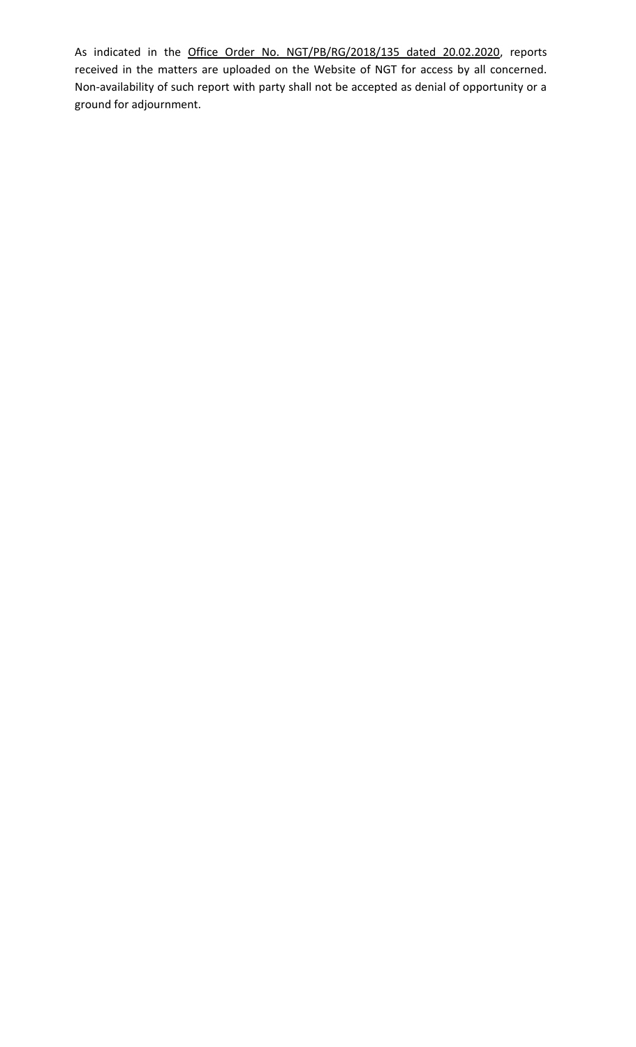As indicated in the Office Order No. NGT/PB/RG/2018/135 dated 20.02.2020, reports received in the matters are uploaded on the Website of NGT for access by all concerned. Non-availability of such report with party shall not be accepted as denial of opportunity or a ground for adjournment.